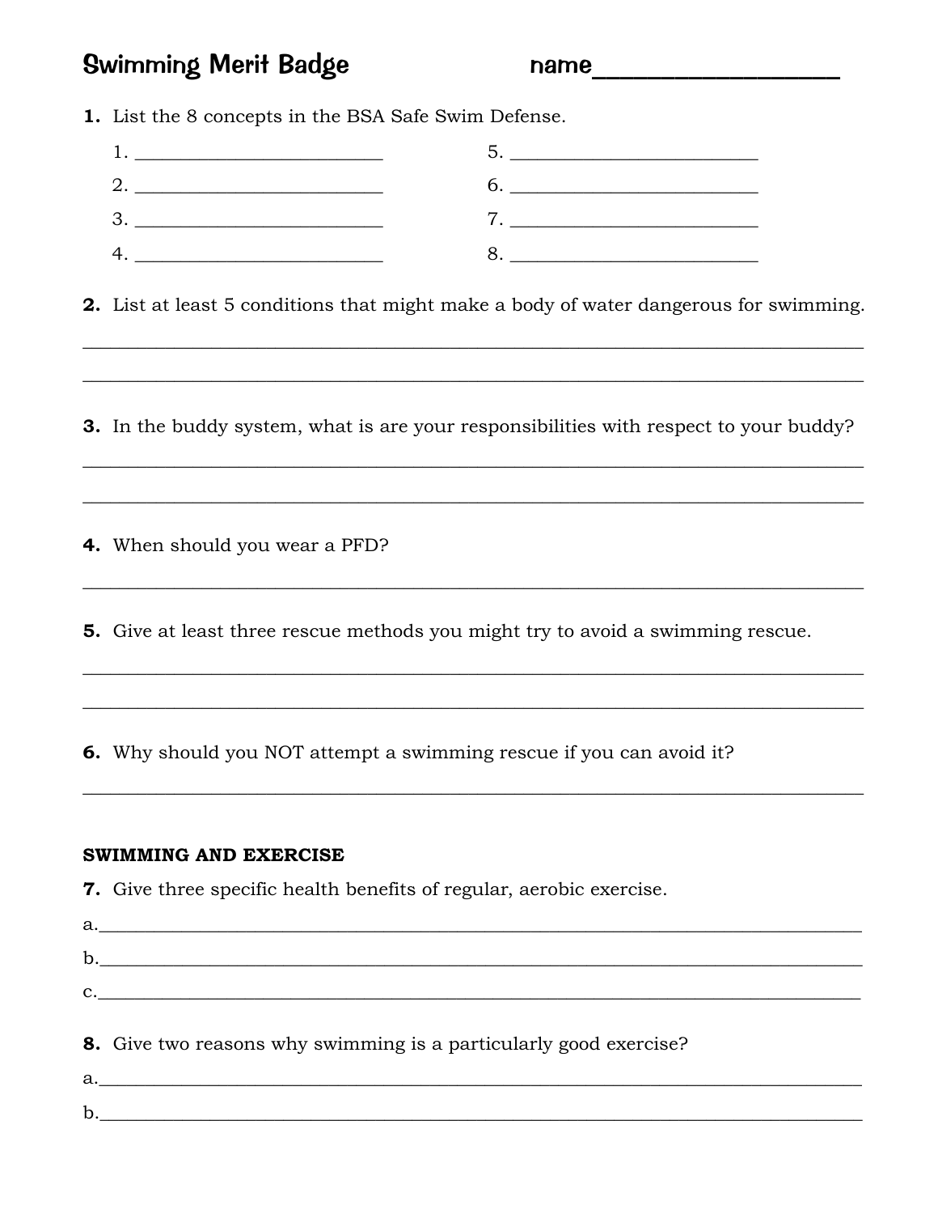# Swimming Merit Badge name__________________

**1.** List the 8 concepts in the BSA Safe Swim Defense.

1. __________________________ 5. __________________________
2. __________________________ 6. __________________________
3. __________________________ 7. __________________________
4. __________________________ 8. __________________________

**2.** List at least 5 conditions that might make a body of water dangerous for swimming.

______________________________________________________________________________

______________________________________________________________________________

**3.** In the buddy system, what is are your responsibilities with respect to your buddy?

______________________________________________________________________________

______________________________________________________________________________

**4.** When should you wear a PFD?

______________________________________________________________________________

**5.** Give at least three rescue methods you might try to avoid a swimming rescue.

______________________________________________________________________________

______________________________________________________________________________

**6.** Why should you NOT attempt a swimming rescue if you can avoid it?

______________________________________________________________________________

**SWIMMING AND EXERCISE**

**7.** Give three specific health benefits of regular, aerobic exercise.

a.____________________________________________________________________________

b.____________________________________________________________________________

c.____________________________________________________________________________

**8.** Give two reasons why swimming is a particularly good exercise?

a.____________________________________________________________________________

b.____________________________________________________________________________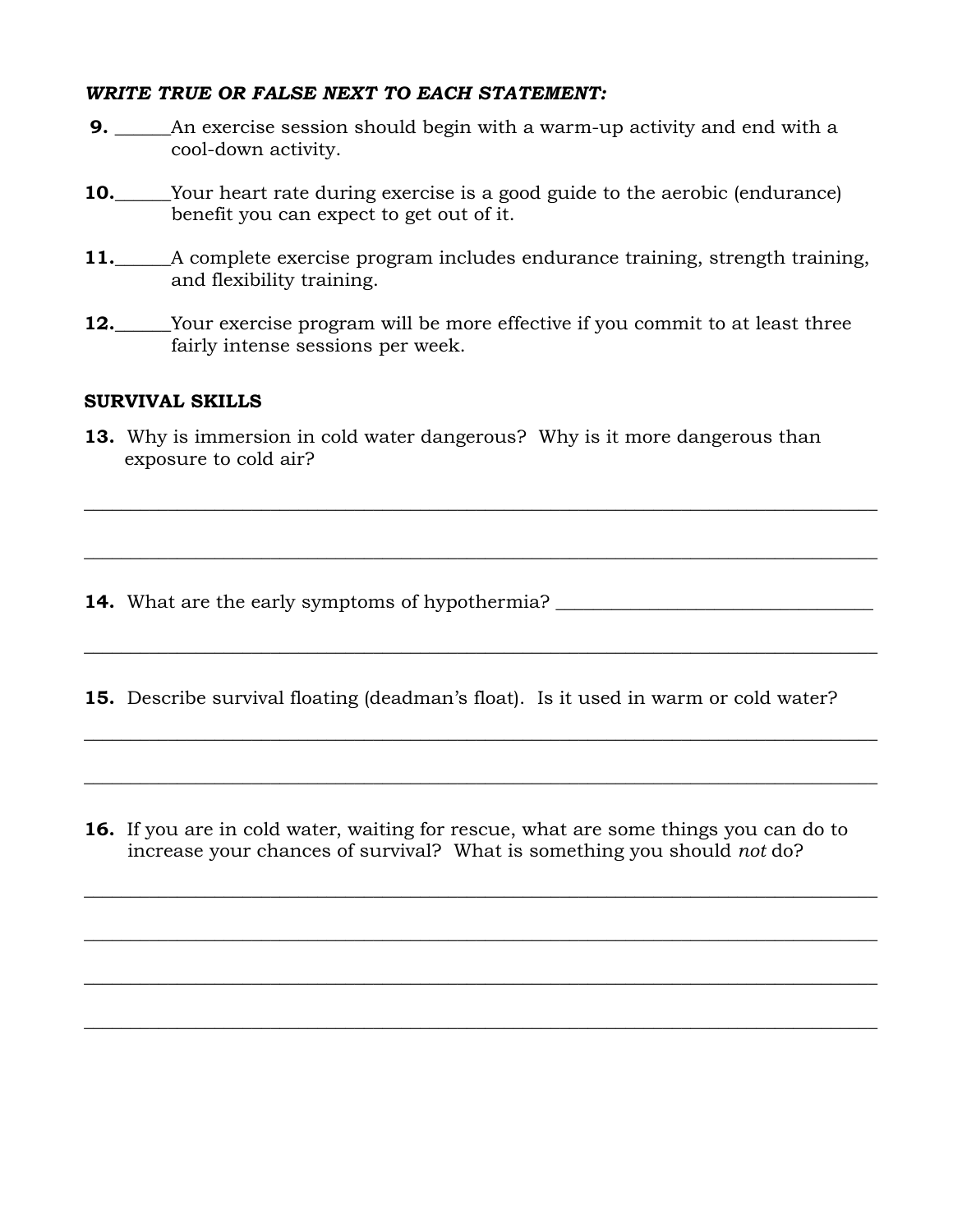***WRITE TRUE OR FALSE NEXT TO EACH STATEMENT:***

**9.** ______An exercise session should begin with a warm-up activity and end with a cool-down activity.

**10.**______Your heart rate during exercise is a good guide to the aerobic (endurance) benefit you can expect to get out of it.

**11.**______A complete exercise program includes endurance training, strength training, and flexibility training.

**12.**______Your exercise program will be more effective if you commit to at least three fairly intense sessions per week.

**SURVIVAL SKILLS**

**13.** Why is immersion in cold water dangerous? Why is it more dangerous than exposure to cold air?

_______________________________________________________________________________

_______________________________________________________________________________

**14.** What are the early symptoms of hypothermia? _________________________________

_______________________________________________________________________________

**15.** Describe survival floating (deadman's float). Is it used in warm or cold water?

_______________________________________________________________________________

_______________________________________________________________________________

**16.** If you are in cold water, waiting for rescue, what are some things you can do to increase your chances of survival? What is something you should *not* do?

_______________________________________________________________________________

_______________________________________________________________________________

_______________________________________________________________________________

_______________________________________________________________________________